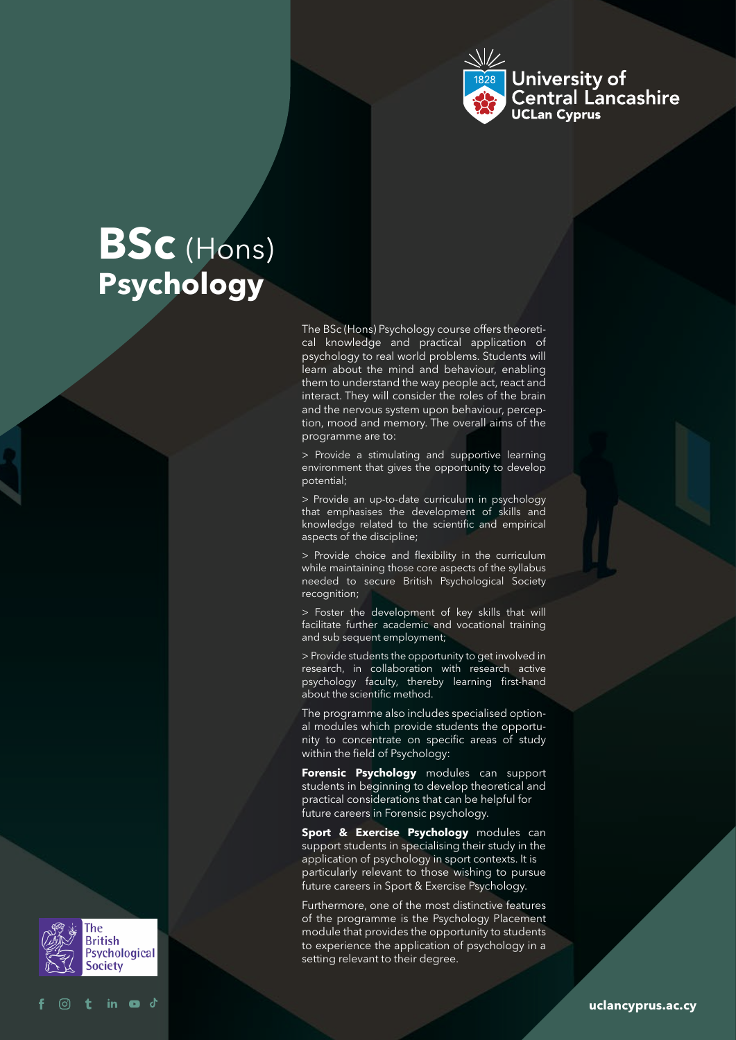University of Central Lancashire
UCLan Cyprus

# BSc (Hons) Psychology

The BSc (Hons) Psychology course offers theoretical knowledge and practical application of psychology to real world problems. Students will learn about the mind and behaviour, enabling them to understand the way people act, react and interact. They will consider the roles of the brain and the nervous system upon behaviour, perception, mood and memory. The overall aims of the programme are to:

> Provide a stimulating and supportive learning environment that gives the opportunity to develop potential;

> Provide an up-to-date curriculum in psychology that emphasises the development of skills and knowledge related to the scientific and empirical aspects of the discipline;

> Provide choice and flexibility in the curriculum while maintaining those core aspects of the syllabus needed to secure British Psychological Society recognition;

> Foster the development of key skills that will facilitate further academic and vocational training and sub sequent employment;

> Provide students the opportunity to get involved in research, in collaboration with research active psychology faculty, thereby learning first-hand about the scientific method.

The programme also includes specialised optional modules which provide students the opportunity to concentrate on specific areas of study within the field of Psychology:

**Forensic Psychology** modules can support students in beginning to develop theoretical and practical considerations that can be helpful for future careers in Forensic psychology.

**Sport & Exercise Psychology** modules can support students in specialising their study in the application of psychology in sport contexts. It is particularly relevant to those wishing to pursue future careers in Sport & Exercise Psychology.

Furthermore, one of the most distinctive features of the programme is the Psychology Placement module that provides the opportunity to students to experience the application of psychology in a setting relevant to their degree.

The British Psychological Society

uclancyprus.ac.cy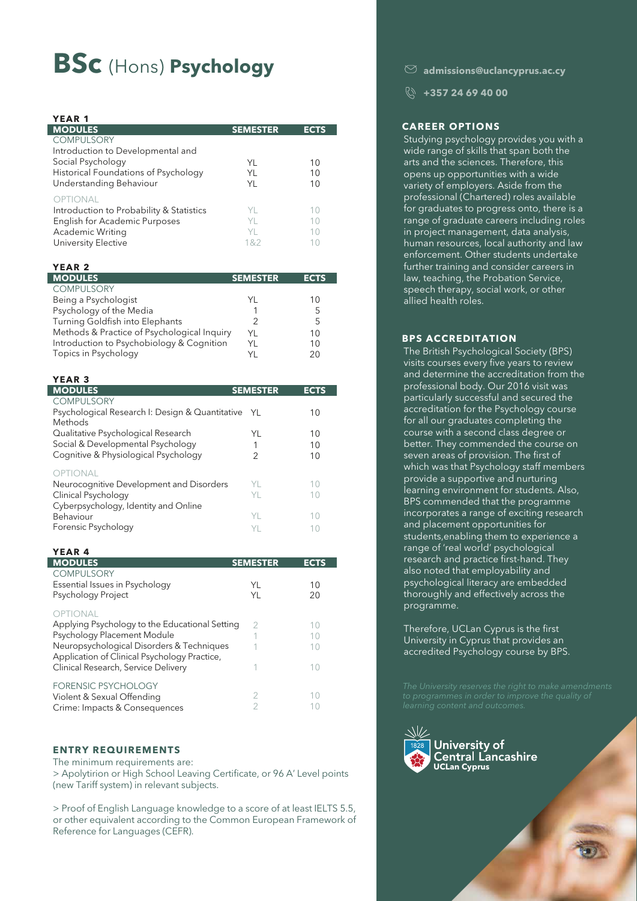# **BSc** (Hons) **Psychology**

### YEAR 1

| MODULES | SEMESTER | ECTS |
|---|---|---|
| COMPULSORY | | |
| Introduction to Developmental and Social Psychology | YL | 10 |
| Historical Foundations of Psychology | YL | 10 |
| Understanding Behaviour | YL | 10 |
| OPTIONAL | | |
| Introduction to Probability & Statistics | YL | 10 |
| English for Academic Purposes | YL | 10 |
| Academic Writing | YL | 10 |
| University Elective | 1&2 | 10 |

### YEAR 2

| MODULES | SEMESTER | ECTS |
|---|---|---|
| COMPULSORY | | |
| Being a Psychologist | YL | 10 |
| Psychology of the Media | 1 | 5 |
| Turning Goldfish into Elephants | 2 | 5 |
| Methods & Practice of Psychological Inquiry | YL | 10 |
| Introduction to Psychobiology & Cognition | YL | 10 |
| Topics in Psychology | YL | 20 |

### YEAR 3

| MODULES | SEMESTER | ECTS |
|---|---|---|
| COMPULSORY | | |
| Psychological Research I: Design & Quantitative Methods | YL | 10 |
| Qualitative Psychological Research | YL | 10 |
| Social & Developmental Psychology | 1 | 10 |
| Cognitive & Physiological Psychology | 2 | 10 |
| OPTIONAL | | |
| Neurocognitive Development and Disorders | YL | 10 |
| Clinical Psychology | YL | 10 |
| Cyberpsychology, Identity and Online Behaviour | YL | 10 |
| Forensic Psychology | YL | 10 |

### YEAR 4

| MODULES | SEMESTER | ECTS |
|---|---|---|
| COMPULSORY | | |
| Essential Issues in Psychology | YL | 10 |
| Psychology Project | YL | 20 |
| OPTIONAL | | |
| Applying Psychology to the Educational Setting | 2 | 10 |
| Psychology Placement Module | 1 | 10 |
| Neuropsychological Disorders & Techniques | 1 | 10 |
| Application of Clinical Psychology Practice, Clinical Research, Service Delivery | 1 | 10 |
| FORENSIC PSYCHOLOGY | | |
| Violent & Sexual Offending | 2 | 10 |
| Crime: Impacts & Consequences | 2 | 10 |

### ENTRY REQUIREMENTS

The minimum requirements are:

> Apolytirion or High School Leaving Certificate, or 96 A' Level points (new Tariff system) in relevant subjects.

> Proof of English Language knowledge to a score of at least IELTS 5.5, or other equivalent according to the Common European Framework of Reference for Languages (CEFR).

**admissions@uclancyprus.ac.cy**

**+357 24 69 40 00**

### CAREER OPTIONS

Studying psychology provides you with a wide range of skills that span both the arts and the sciences. Therefore, this opens up opportunities with a wide variety of employers. Aside from the professional (Chartered) roles available for graduates to progress onto, there is a range of graduate careers including roles in project management, data analysis, human resources, local authority and law enforcement. Other students undertake further training and consider careers in law, teaching, the Probation Service, speech therapy, social work, or other allied health roles.

### BPS ACCREDITATION

The British Psychological Society (BPS) visits courses every five years to review and determine the accreditation from the professional body. Our 2016 visit was particularly successful and secured the accreditation for the Psychology course for all our graduates completing the course with a second class degree or better. They commended the course on seven areas of provision. The first of which was that Psychology staff members provide a supportive and nurturing learning environment for students. Also, BPS commended that the programme incorporates a range of exciting research and placement opportunities for students,enabling them to experience a range of 'real world' psychological research and practice first-hand. They also noted that employability and psychological literacy are embedded thoroughly and effectively across the programme.

Therefore, UCLan Cyprus is the first University in Cyprus that provides an accredited Psychology course by BPS.

*The University reserves the right to make amendments to programmes in order to improve the quality of learning content and outcomes.*

1828 University of Central Lancashire
UCLan Cyprus